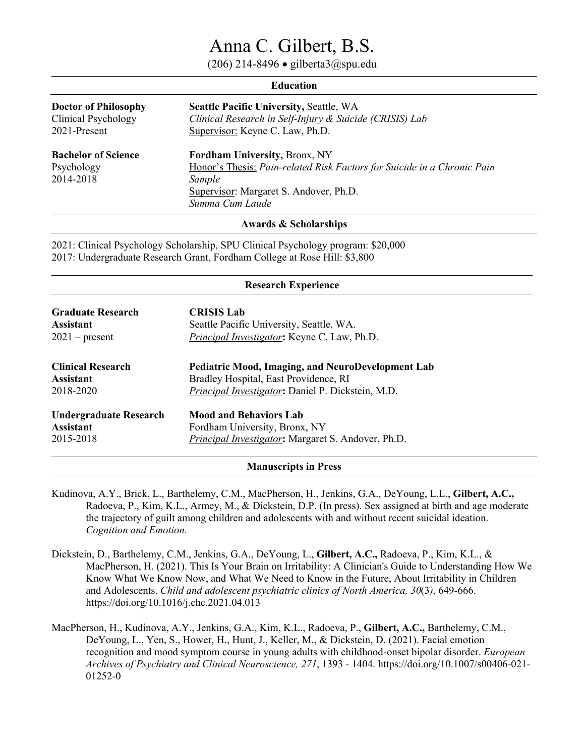# Anna C. Gilbert, B.S.

(206) 214-8496 • gilberta3@spu.edu

## Education

**Doctor of Philosophy**
Clinical Psychology
2021-Present

**Seattle Pacific University,** Seattle, WA
*Clinical Research in Self-Injury & Suicide (CRISIS) Lab*
Supervisor: Keyne C. Law, Ph.D.

**Bachelor of Science**
Psychology
2014-2018

**Fordham University,** Bronx, NY
Honor's Thesis: *Pain-related Risk Factors for Suicide in a Chronic Pain Sample*
Supervisor: Margaret S. Andover, Ph.D.
*Summa Cum Laude*

## Awards & Scholarships

2021: Clinical Psychology Scholarship, SPU Clinical Psychology program: $20,000
2017: Undergraduate Research Grant, Fordham College at Rose Hill: $3,800

## Research Experience

**Graduate Research Assistant**
2021 – present

**CRISIS Lab**
Seattle Pacific University, Seattle, WA.
*Principal Investigator*: Keyne C. Law, Ph.D.

**Clinical Research Assistant**
2018-2020

**Pediatric Mood, Imaging, and NeuroDevelopment Lab**
Bradley Hospital, East Providence, RI
*Principal Investigator*: Daniel P. Dickstein, M.D.

**Undergraduate Research Assistant**
2015-2018

**Mood and Behaviors Lab**
Fordham University, Bronx, NY
*Principal Investigator*: Margaret S. Andover, Ph.D.

## Manuscripts in Press

Kudinova, A.Y., Brick, L., Barthelemy, C.M., MacPherson, H., Jenkins, G.A., DeYoung, L.L., **Gilbert, A.C.,** Radoeva, P., Kim, K.L., Armey, M., & Dickstein, D.P. (In press). Sex assigned at birth and age moderate the trajectory of guilt among children and adolescents with and without recent suicidal ideation. *Cognition and Emotion.*

Dickstein, D., Barthelemy, C.M., Jenkins, G.A., DeYoung, L., **Gilbert, A.C.,** Radoeva, P., Kim, K.L., & MacPherson, H. (2021). This Is Your Brain on Irritability: A Clinician's Guide to Understanding How We Know What We Know Now, and What We Need to Know in the Future, About Irritability in Children and Adolescents. *Child and adolescent psychiatric clinics of North America, 30*(3), 649-666. https://doi.org/10.1016/j.chc.2021.04.013

MacPherson, H., Kudinova, A.Y., Jenkins, G.A., Kim, K.L., Radoeva, P., **Gilbert, A.C.,** Barthelemy, C.M., DeYoung, L., Yen, S., Hower, H., Hunt, J., Keller, M., & Dickstein, D. (2021). Facial emotion recognition and mood symptom course in young adults with childhood-onset bipolar disorder. *European Archives of Psychiatry and Clinical Neuroscience, 271*, 1393 - 1404. https://doi.org/10.1007/s00406-021-01252-0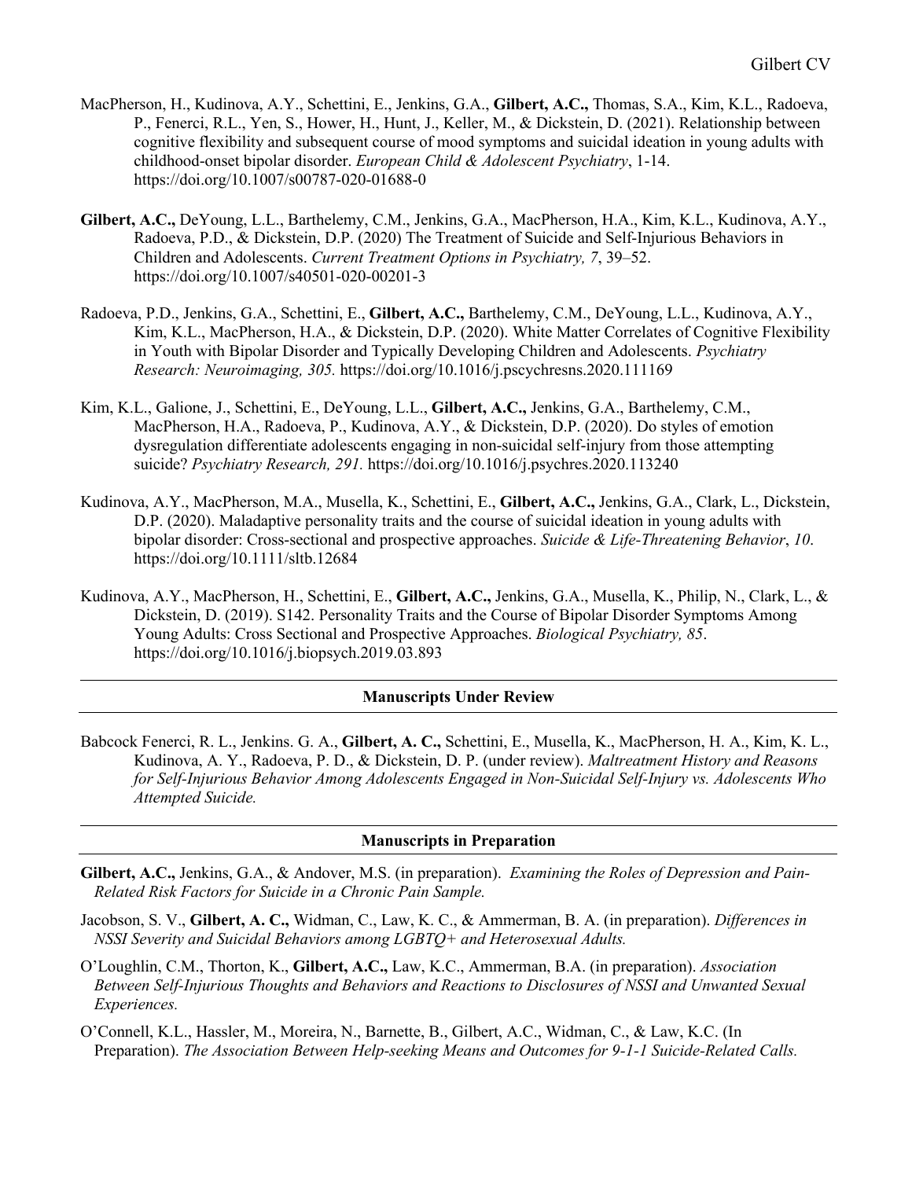MacPherson, H., Kudinova, A.Y., Schettini, E., Jenkins, G.A., **Gilbert, A.C.,** Thomas, S.A., Kim, K.L., Radoeva, P., Fenerci, R.L., Yen, S., Hower, H., Hunt, J., Keller, M., & Dickstein, D. (2021). Relationship between cognitive flexibility and subsequent course of mood symptoms and suicidal ideation in young adults with childhood-onset bipolar disorder. *European Child & Adolescent Psychiatry*, 1-14. https://doi.org/10.1007/s00787-020-01688-0

**Gilbert, A.C.,** DeYoung, L.L., Barthelemy, C.M., Jenkins, G.A., MacPherson, H.A., Kim, K.L., Kudinova, A.Y., Radoeva, P.D., & Dickstein, D.P. (2020) The Treatment of Suicide and Self-Injurious Behaviors in Children and Adolescents. *Current Treatment Options in Psychiatry, 7*, 39–52. https://doi.org/10.1007/s40501-020-00201-3

Radoeva, P.D., Jenkins, G.A., Schettini, E., **Gilbert, A.C.,** Barthelemy, C.M., DeYoung, L.L., Kudinova, A.Y., Kim, K.L., MacPherson, H.A., & Dickstein, D.P. (2020). White Matter Correlates of Cognitive Flexibility in Youth with Bipolar Disorder and Typically Developing Children and Adolescents. *Psychiatry Research: Neuroimaging, 305.* https://doi.org/10.1016/j.pscychresns.2020.111169

Kim, K.L., Galione, J., Schettini, E., DeYoung, L.L., **Gilbert, A.C.,** Jenkins, G.A., Barthelemy, C.M., MacPherson, H.A., Radoeva, P., Kudinova, A.Y., & Dickstein, D.P. (2020). Do styles of emotion dysregulation differentiate adolescents engaging in non-suicidal self-injury from those attempting suicide? *Psychiatry Research, 291.* https://doi.org/10.1016/j.psychres.2020.113240

Kudinova, A.Y., MacPherson, M.A., Musella, K., Schettini, E., **Gilbert, A.C.,** Jenkins, G.A., Clark, L., Dickstein, D.P. (2020). Maladaptive personality traits and the course of suicidal ideation in young adults with bipolar disorder: Cross-sectional and prospective approaches. *Suicide & Life-Threatening Behavior*, *10*. https://doi.org/10.1111/sltb.12684

Kudinova, A.Y., MacPherson, H., Schettini, E., **Gilbert, A.C.,** Jenkins, G.A., Musella, K., Philip, N., Clark, L., & Dickstein, D. (2019). S142. Personality Traits and the Course of Bipolar Disorder Symptoms Among Young Adults: Cross Sectional and Prospective Approaches. *Biological Psychiatry, 85*. https://doi.org/10.1016/j.biopsych.2019.03.893

## Manuscripts Under Review

Babcock Fenerci, R. L., Jenkins. G. A., **Gilbert, A. C.,** Schettini, E., Musella, K., MacPherson, H. A., Kim, K. L., Kudinova, A. Y., Radoeva, P. D., & Dickstein, D. P. (under review). *Maltreatment History and Reasons for Self-Injurious Behavior Among Adolescents Engaged in Non-Suicidal Self-Injury vs. Adolescents Who Attempted Suicide.*

## Manuscripts in Preparation

**Gilbert, A.C.,** Jenkins, G.A., & Andover, M.S. (in preparation). *Examining the Roles of Depression and Pain-Related Risk Factors for Suicide in a Chronic Pain Sample.*

Jacobson, S. V., **Gilbert, A. C.,** Widman, C., Law, K. C., & Ammerman, B. A. (in preparation). *Differences in NSSI Severity and Suicidal Behaviors among LGBTQ+ and Heterosexual Adults.*

O'Loughlin, C.M., Thorton, K., **Gilbert, A.C.,** Law, K.C., Ammerman, B.A. (in preparation). *Association Between Self-Injurious Thoughts and Behaviors and Reactions to Disclosures of NSSI and Unwanted Sexual Experiences.*

O'Connell, K.L., Hassler, M., Moreira, N., Barnette, B., Gilbert, A.C., Widman, C., & Law, K.C. (In Preparation). *The Association Between Help-seeking Means and Outcomes for 9-1-1 Suicide-Related Calls.*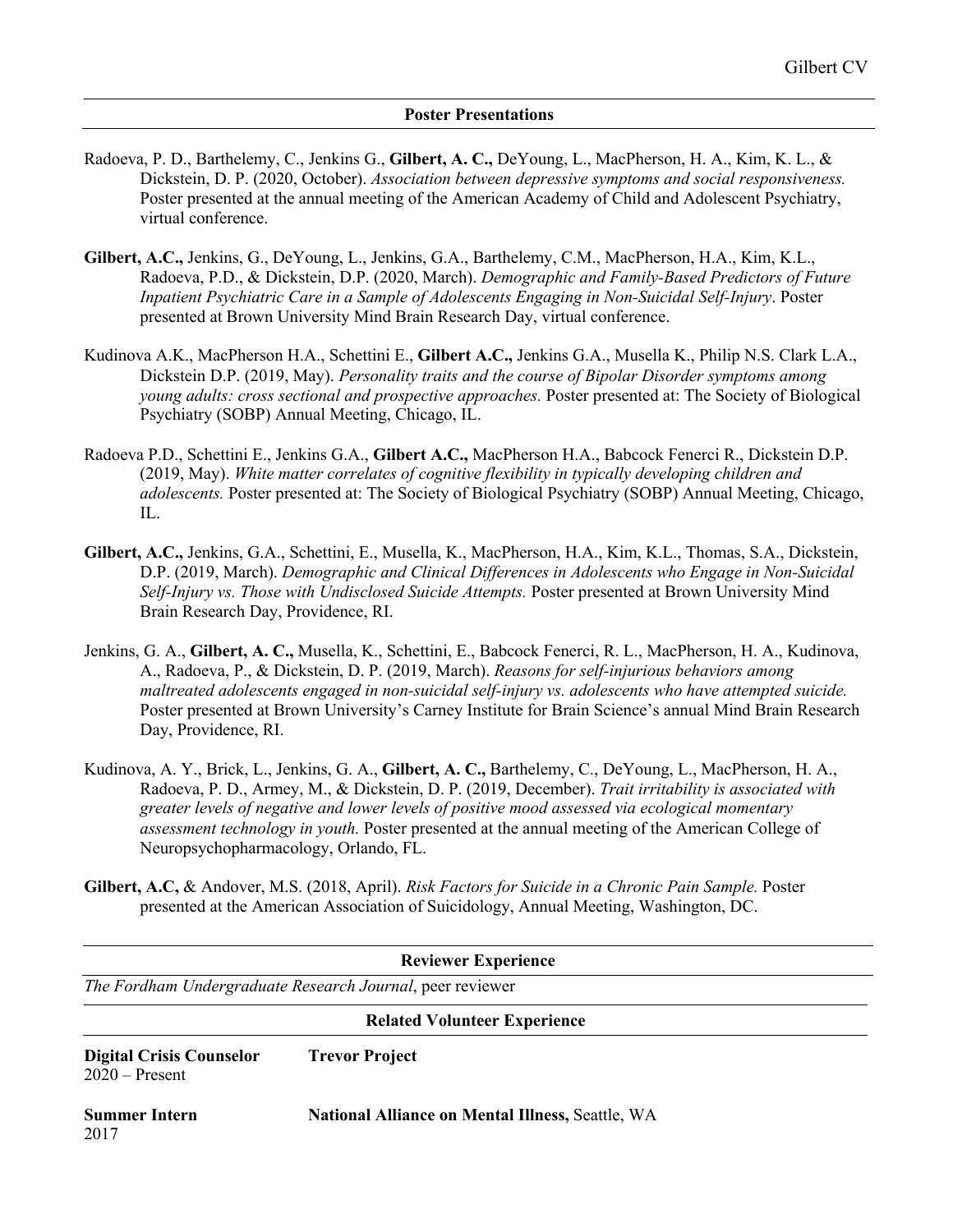## Poster Presentations

Radoeva, P. D., Barthelemy, C., Jenkins G., **Gilbert, A. C.,** DeYoung, L., MacPherson, H. A., Kim, K. L., & Dickstein, D. P. (2020, October). *Association between depressive symptoms and social responsiveness.* Poster presented at the annual meeting of the American Academy of Child and Adolescent Psychiatry, virtual conference.

**Gilbert, A.C.,** Jenkins, G., DeYoung, L., Jenkins, G.A., Barthelemy, C.M., MacPherson, H.A., Kim, K.L., Radoeva, P.D., & Dickstein, D.P. (2020, March). *Demographic and Family-Based Predictors of Future Inpatient Psychiatric Care in a Sample of Adolescents Engaging in Non-Suicidal Self-Injury*. Poster presented at Brown University Mind Brain Research Day, virtual conference.

Kudinova A.K., MacPherson H.A., Schettini E., **Gilbert A.C.,** Jenkins G.A., Musella K., Philip N.S. Clark L.A., Dickstein D.P. (2019, May). *Personality traits and the course of Bipolar Disorder symptoms among young adults: cross sectional and prospective approaches.* Poster presented at: The Society of Biological Psychiatry (SOBP) Annual Meeting, Chicago, IL.

Radoeva P.D., Schettini E., Jenkins G.A., **Gilbert A.C.,** MacPherson H.A., Babcock Fenerci R., Dickstein D.P. (2019, May). *White matter correlates of cognitive flexibility in typically developing children and adolescents.* Poster presented at: The Society of Biological Psychiatry (SOBP) Annual Meeting, Chicago, IL.

**Gilbert, A.C.,** Jenkins, G.A., Schettini, E., Musella, K., MacPherson, H.A., Kim, K.L., Thomas, S.A., Dickstein, D.P. (2019, March). *Demographic and Clinical Differences in Adolescents who Engage in Non-Suicidal Self-Injury vs. Those with Undisclosed Suicide Attempts.* Poster presented at Brown University Mind Brain Research Day, Providence, RI.

Jenkins, G. A., **Gilbert, A. C.,** Musella, K., Schettini, E., Babcock Fenerci, R. L., MacPherson, H. A., Kudinova, A., Radoeva, P., & Dickstein, D. P. (2019, March). *Reasons for self-injurious behaviors among maltreated adolescents engaged in non-suicidal self-injury vs. adolescents who have attempted suicide.* Poster presented at Brown University's Carney Institute for Brain Science's annual Mind Brain Research Day, Providence, RI.

Kudinova, A. Y., Brick, L., Jenkins, G. A., **Gilbert, A. C.,** Barthelemy, C., DeYoung, L., MacPherson, H. A., Radoeva, P. D., Armey, M., & Dickstein, D. P. (2019, December). *Trait irritability is associated with greater levels of negative and lower levels of positive mood assessed via ecological momentary assessment technology in youth.* Poster presented at the annual meeting of the American College of Neuropsychopharmacology, Orlando, FL.

**Gilbert, A.C,** & Andover, M.S. (2018, April). *Risk Factors for Suicide in a Chronic Pain Sample.* Poster presented at the American Association of Suicidology, Annual Meeting, Washington, DC.

## Reviewer Experience

*The Fordham Undergraduate Research Journal*, peer reviewer

## Related Volunteer Experience

**Digital Crisis Counselor**
2020 – Present
**Trevor Project**

**Summer Intern**
2017
**National Alliance on Mental Illness,** Seattle, WA